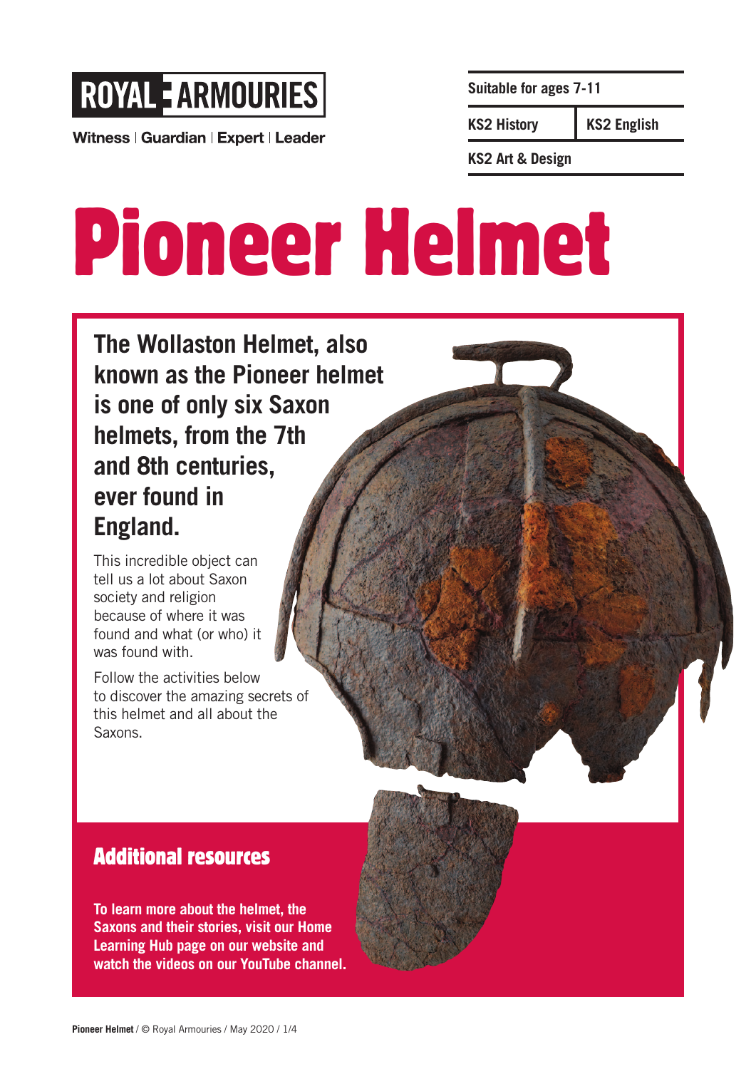ROYAL ARMOURIES

Witness | Guardian | Expert | Leader

| Suitable for ages 7-11 | |
| --- | --- |
| KS2 History | KS2 English |
| KS2 Art & Design | |

# Pioneer Helmet

**The Wollaston Helmet, also known as the Pioneer helmet is one of only six Saxon helmets, from the 7th and 8th centuries, ever found in England.**

This incredible object can tell us a lot about Saxon society and religion because of where it was found and what (or who) it was found with.

Follow the activities below to discover the amazing secrets of this helmet and all about the Saxons.

## Additional resources

**To learn more about the helmet, the Saxons and their stories, visit our Home Learning Hub page on our website and watch the videos on our YouTube channel.**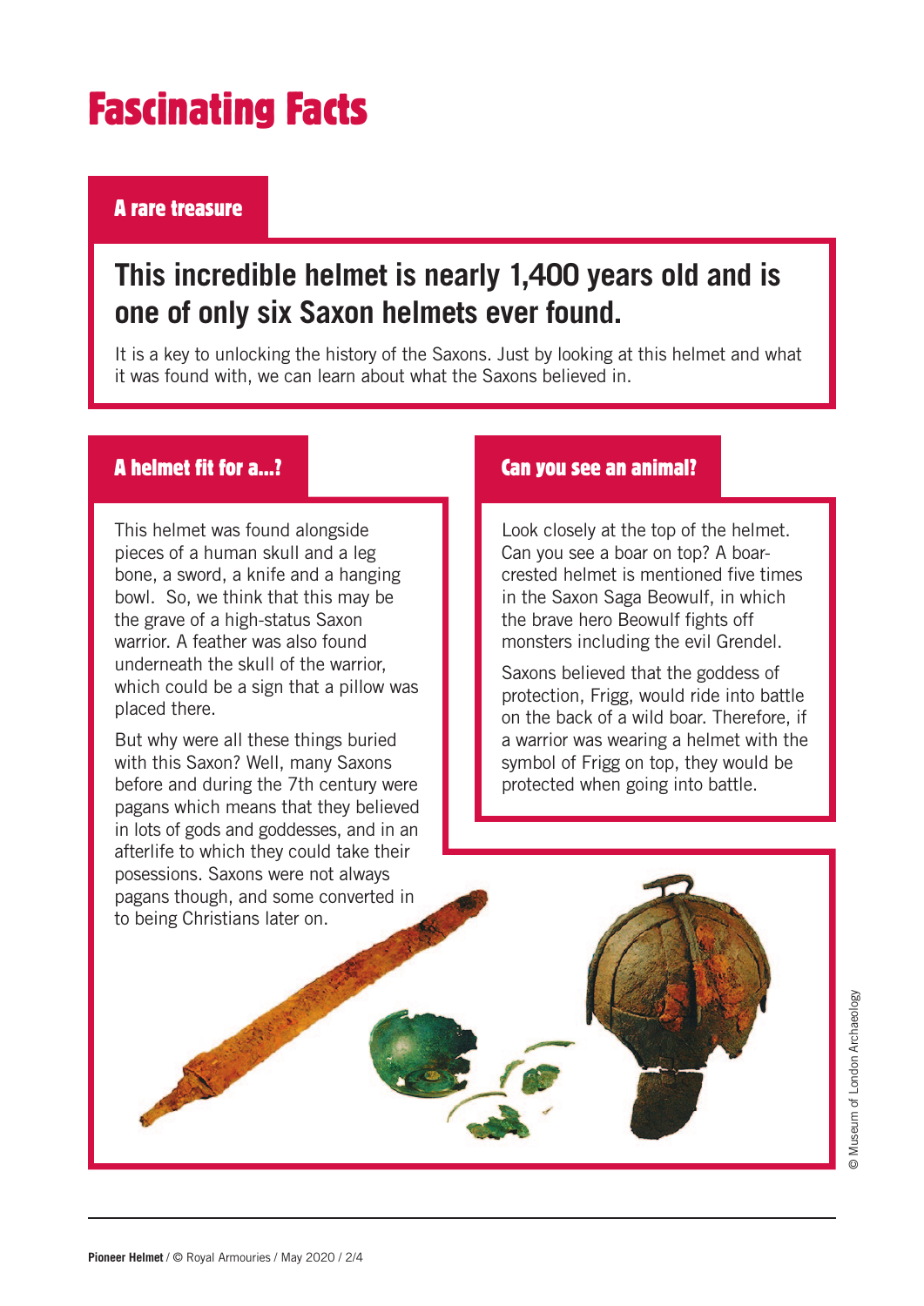# Fascinating Facts

## A rare treasure

**This incredible helmet is nearly 1,400 years old and is one of only six Saxon helmets ever found.**

It is a key to unlocking the history of the Saxons. Just by looking at this helmet and what it was found with, we can learn about what the Saxons believed in.

## A helmet fit for a...?

This helmet was found alongside pieces of a human skull and a leg bone, a sword, a knife and a hanging bowl. So, we think that this may be the grave of a high-status Saxon warrior. A feather was also found underneath the skull of the warrior, which could be a sign that a pillow was placed there.

But why were all these things buried with this Saxon? Well, many Saxons before and during the 7th century were pagans which means that they believed in lots of gods and goddesses, and in an afterlife to which they could take their posessions. Saxons were not always pagans though, and some converted in to being Christians later on.

## Can you see an animal?

Look closely at the top of the helmet. Can you see a boar on top? A boar-crested helmet is mentioned five times in the Saxon Saga Beowulf, in which the brave hero Beowulf fights off monsters including the evil Grendel.

Saxons believed that the goddess of protection, Frigg, would ride into battle on the back of a wild boar. Therefore, if a warrior was wearing a helmet with the symbol of Frigg on top, they would be protected when going into battle.

© Museum of London Archaeology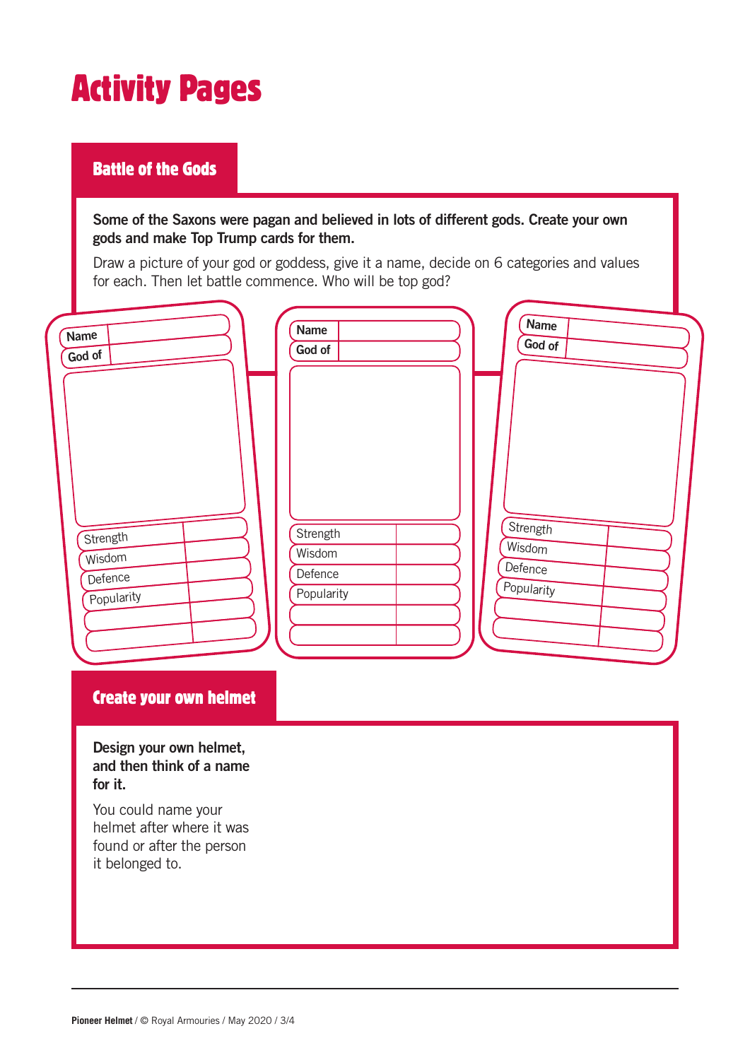# Activity Pages

## Battle of the Gods

**Some of the Saxons were pagan and believed in lots of different gods. Create your own gods and make Top Trump cards for them.**

Draw a picture of your god or goddess, give it a name, decide on 6 categories and values for each. Then let battle commence. Who will be top god?

| Name | |
|---|---|
| God of | |

| Strength | |
|---|---|
| Wisdom | |
| Defence | |
| Popularity | |
| | |
| | |

| Name | |
|---|---|
| God of | |

| Strength | |
|---|---|
| Wisdom | |
| Defence | |
| Popularity | |
| | |
| | |

| Name | |
|---|---|
| God of | |

| Strength | |
|---|---|
| Wisdom | |
| Defence | |
| Popularity | |
| | |
| | |

## Create your own helmet

**Design your own helmet, and then think of a name for it.**

You could name your helmet after where it was found or after the person it belonged to.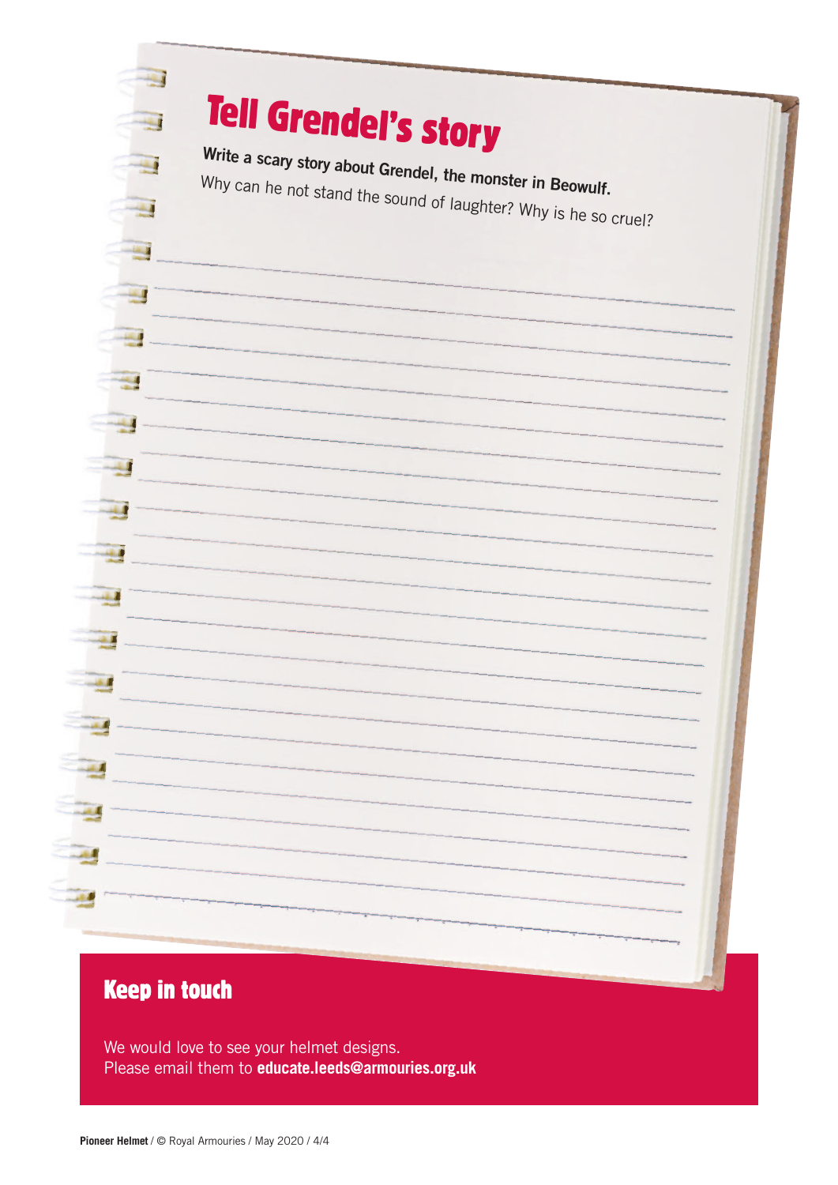# Tell Grendel's story

**Write a scary story about Grendel, the monster in Beowulf.**

Why can he not stand the sound of laughter? Why is he so cruel?

## Keep in touch

We would love to see your helmet designs.
Please email them to **educate.leeds@armouries.org.uk**